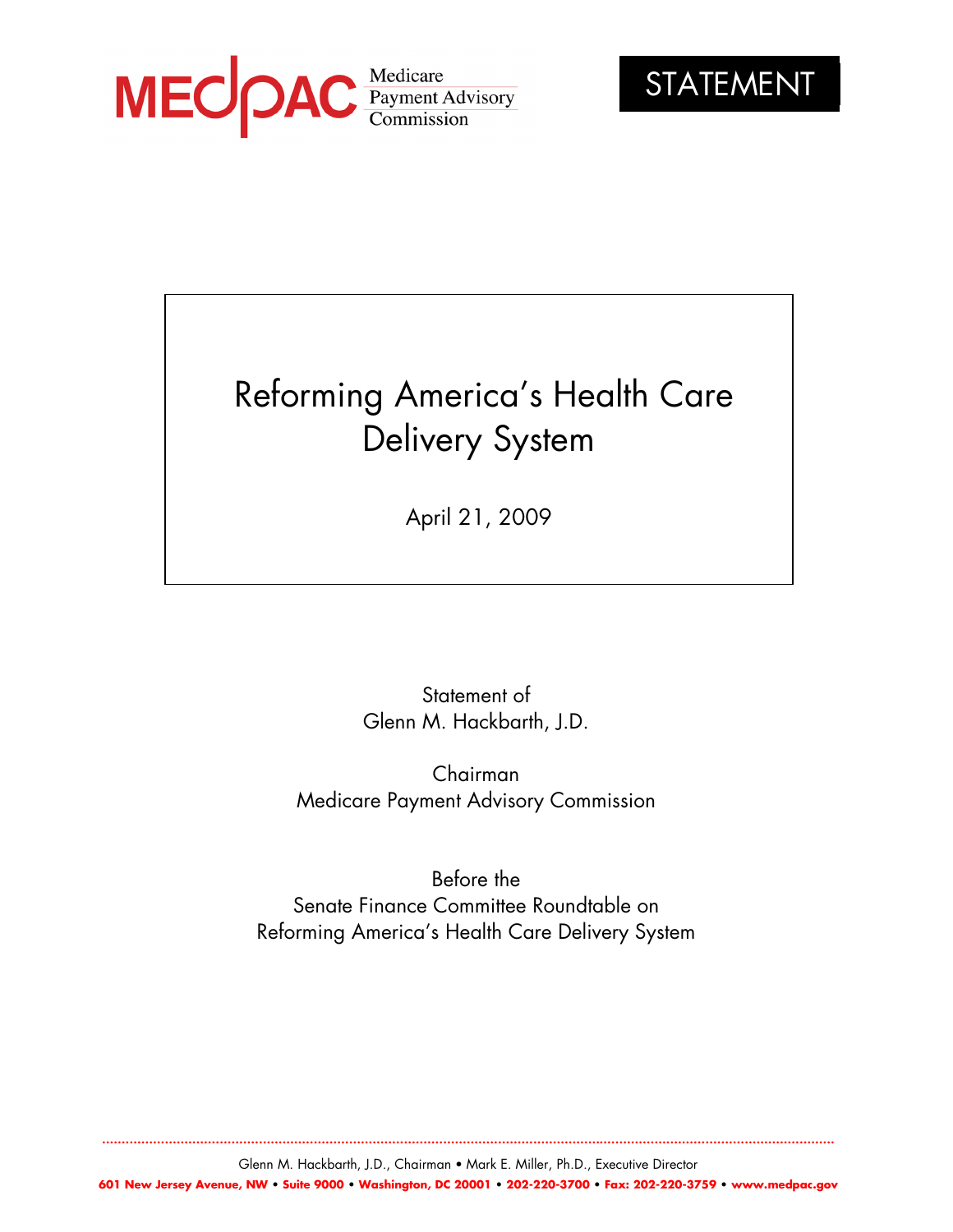MEDPAC Medicare Payment Advisory Commission

STATEMENT

# Reforming America's Health Care Delivery System

April 21, 2009

Statement of
Glenn M. Hackbarth, J.D.

Chairman
Medicare Payment Advisory Commission

Before the
Senate Finance Committee Roundtable on
Reforming America's Health Care Delivery System

Glenn M. Hackbarth, J.D., Chairman • Mark E. Miller, Ph.D., Executive Director

**601 New Jersey Avenue, NW • Suite 9000 • Washington, DC 20001 • 202-220-3700 • Fax: 202-220-3759 • www.medpac.gov**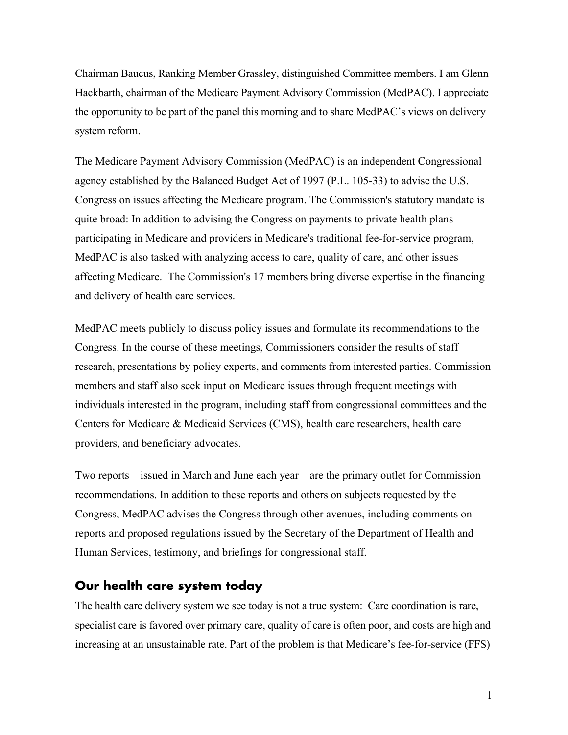Chairman Baucus, Ranking Member Grassley, distinguished Committee members. I am Glenn Hackbarth, chairman of the Medicare Payment Advisory Commission (MedPAC). I appreciate the opportunity to be part of the panel this morning and to share MedPAC's views on delivery system reform.

The Medicare Payment Advisory Commission (MedPAC) is an independent Congressional agency established by the Balanced Budget Act of 1997 (P.L. 105-33) to advise the U.S. Congress on issues affecting the Medicare program. The Commission's statutory mandate is quite broad: In addition to advising the Congress on payments to private health plans participating in Medicare and providers in Medicare's traditional fee-for-service program, MedPAC is also tasked with analyzing access to care, quality of care, and other issues affecting Medicare. The Commission's 17 members bring diverse expertise in the financing and delivery of health care services.

MedPAC meets publicly to discuss policy issues and formulate its recommendations to the Congress. In the course of these meetings, Commissioners consider the results of staff research, presentations by policy experts, and comments from interested parties. Commission members and staff also seek input on Medicare issues through frequent meetings with individuals interested in the program, including staff from congressional committees and the Centers for Medicare & Medicaid Services (CMS), health care researchers, health care providers, and beneficiary advocates.

Two reports – issued in March and June each year – are the primary outlet for Commission recommendations. In addition to these reports and others on subjects requested by the Congress, MedPAC advises the Congress through other avenues, including comments on reports and proposed regulations issued by the Secretary of the Department of Health and Human Services, testimony, and briefings for congressional staff.

## Our health care system today

The health care delivery system we see today is not a true system: Care coordination is rare, specialist care is favored over primary care, quality of care is often poor, and costs are high and increasing at an unsustainable rate. Part of the problem is that Medicare's fee-for-service (FFS)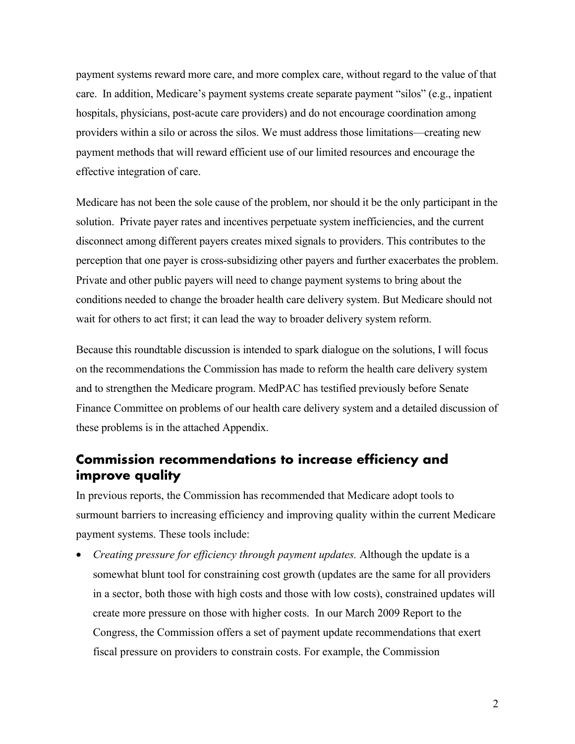payment systems reward more care, and more complex care, without regard to the value of that care. In addition, Medicare's payment systems create separate payment "silos" (e.g., inpatient hospitals, physicians, post-acute care providers) and do not encourage coordination among providers within a silo or across the silos. We must address those limitations—creating new payment methods that will reward efficient use of our limited resources and encourage the effective integration of care.

Medicare has not been the sole cause of the problem, nor should it be the only participant in the solution. Private payer rates and incentives perpetuate system inefficiencies, and the current disconnect among different payers creates mixed signals to providers. This contributes to the perception that one payer is cross-subsidizing other payers and further exacerbates the problem. Private and other public payers will need to change payment systems to bring about the conditions needed to change the broader health care delivery system. But Medicare should not wait for others to act first; it can lead the way to broader delivery system reform.

Because this roundtable discussion is intended to spark dialogue on the solutions, I will focus on the recommendations the Commission has made to reform the health care delivery system and to strengthen the Medicare program. MedPAC has testified previously before Senate Finance Committee on problems of our health care delivery system and a detailed discussion of these problems is in the attached Appendix.

## Commission recommendations to increase efficiency and improve quality

In previous reports, the Commission has recommended that Medicare adopt tools to surmount barriers to increasing efficiency and improving quality within the current Medicare payment systems. These tools include:

- *Creating pressure for efficiency through payment updates.* Although the update is a somewhat blunt tool for constraining cost growth (updates are the same for all providers in a sector, both those with high costs and those with low costs), constrained updates will create more pressure on those with higher costs. In our March 2009 Report to the Congress, the Commission offers a set of payment update recommendations that exert fiscal pressure on providers to constrain costs. For example, the Commission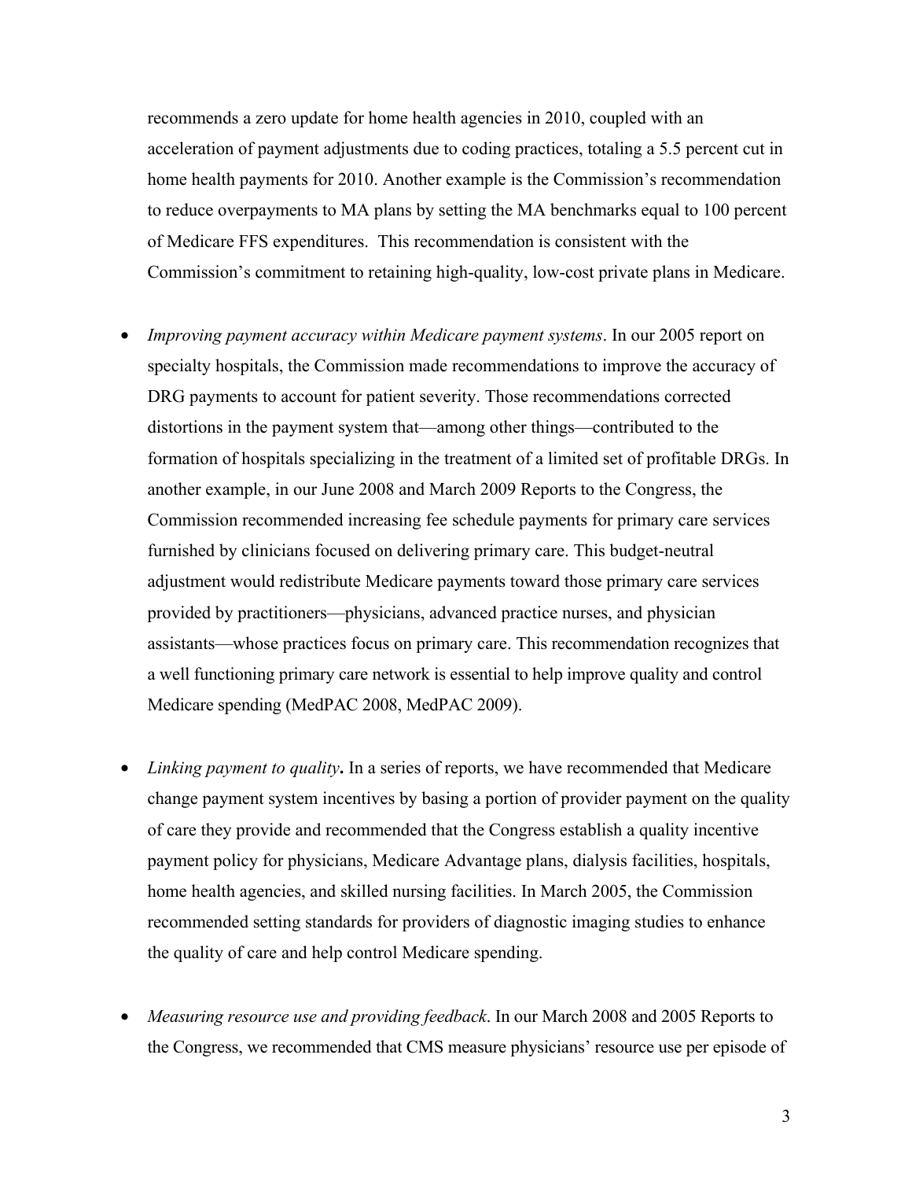recommends a zero update for home health agencies in 2010, coupled with an acceleration of payment adjustments due to coding practices, totaling a 5.5 percent cut in home health payments for 2010. Another example is the Commission's recommendation to reduce overpayments to MA plans by setting the MA benchmarks equal to 100 percent of Medicare FFS expenditures. This recommendation is consistent with the Commission's commitment to retaining high-quality, low-cost private plans in Medicare.

- *Improving payment accuracy within Medicare payment systems*. In our 2005 report on specialty hospitals, the Commission made recommendations to improve the accuracy of DRG payments to account for patient severity. Those recommendations corrected distortions in the payment system that—among other things—contributed to the formation of hospitals specializing in the treatment of a limited set of profitable DRGs. In another example, in our June 2008 and March 2009 Reports to the Congress, the Commission recommended increasing fee schedule payments for primary care services furnished by clinicians focused on delivering primary care. This budget-neutral adjustment would redistribute Medicare payments toward those primary care services provided by practitioners—physicians, advanced practice nurses, and physician assistants—whose practices focus on primary care. This recommendation recognizes that a well functioning primary care network is essential to help improve quality and control Medicare spending (MedPAC 2008, MedPAC 2009).

- *Linking payment to quality***.** In a series of reports, we have recommended that Medicare change payment system incentives by basing a portion of provider payment on the quality of care they provide and recommended that the Congress establish a quality incentive payment policy for physicians, Medicare Advantage plans, dialysis facilities, hospitals, home health agencies, and skilled nursing facilities. In March 2005, the Commission recommended setting standards for providers of diagnostic imaging studies to enhance the quality of care and help control Medicare spending.

- *Measuring resource use and providing feedback*. In our March 2008 and 2005 Reports to the Congress, we recommended that CMS measure physicians' resource use per episode of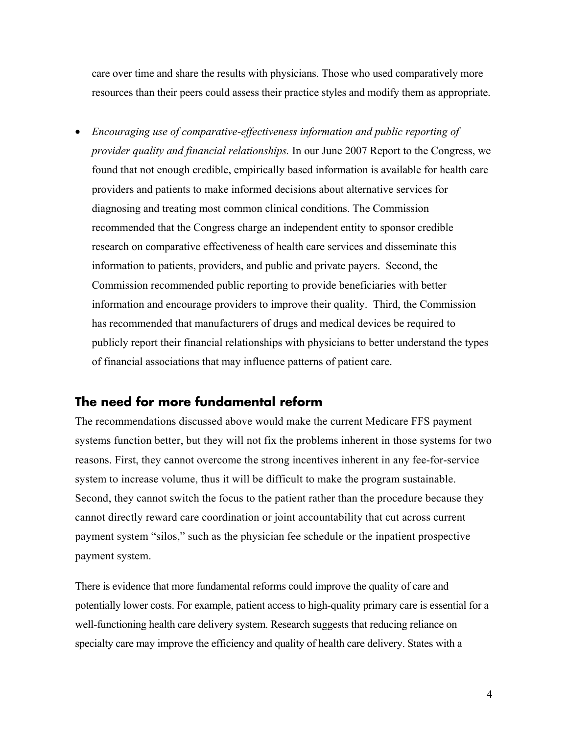care over time and share the results with physicians. Those who used comparatively more resources than their peers could assess their practice styles and modify them as appropriate.

- *Encouraging use of comparative-effectiveness information and public reporting of provider quality and financial relationships.* In our June 2007 Report to the Congress, we found that not enough credible, empirically based information is available for health care providers and patients to make informed decisions about alternative services for diagnosing and treating most common clinical conditions. The Commission recommended that the Congress charge an independent entity to sponsor credible research on comparative effectiveness of health care services and disseminate this information to patients, providers, and public and private payers. Second, the Commission recommended public reporting to provide beneficiaries with better information and encourage providers to improve their quality. Third, the Commission has recommended that manufacturers of drugs and medical devices be required to publicly report their financial relationships with physicians to better understand the types of financial associations that may influence patterns of patient care.

## The need for more fundamental reform

The recommendations discussed above would make the current Medicare FFS payment systems function better, but they will not fix the problems inherent in those systems for two reasons. First, they cannot overcome the strong incentives inherent in any fee-for-service system to increase volume, thus it will be difficult to make the program sustainable. Second, they cannot switch the focus to the patient rather than the procedure because they cannot directly reward care coordination or joint accountability that cut across current payment system "silos," such as the physician fee schedule or the inpatient prospective payment system.

There is evidence that more fundamental reforms could improve the quality of care and potentially lower costs. For example, patient access to high-quality primary care is essential for a well-functioning health care delivery system. Research suggests that reducing reliance on specialty care may improve the efficiency and quality of health care delivery. States with a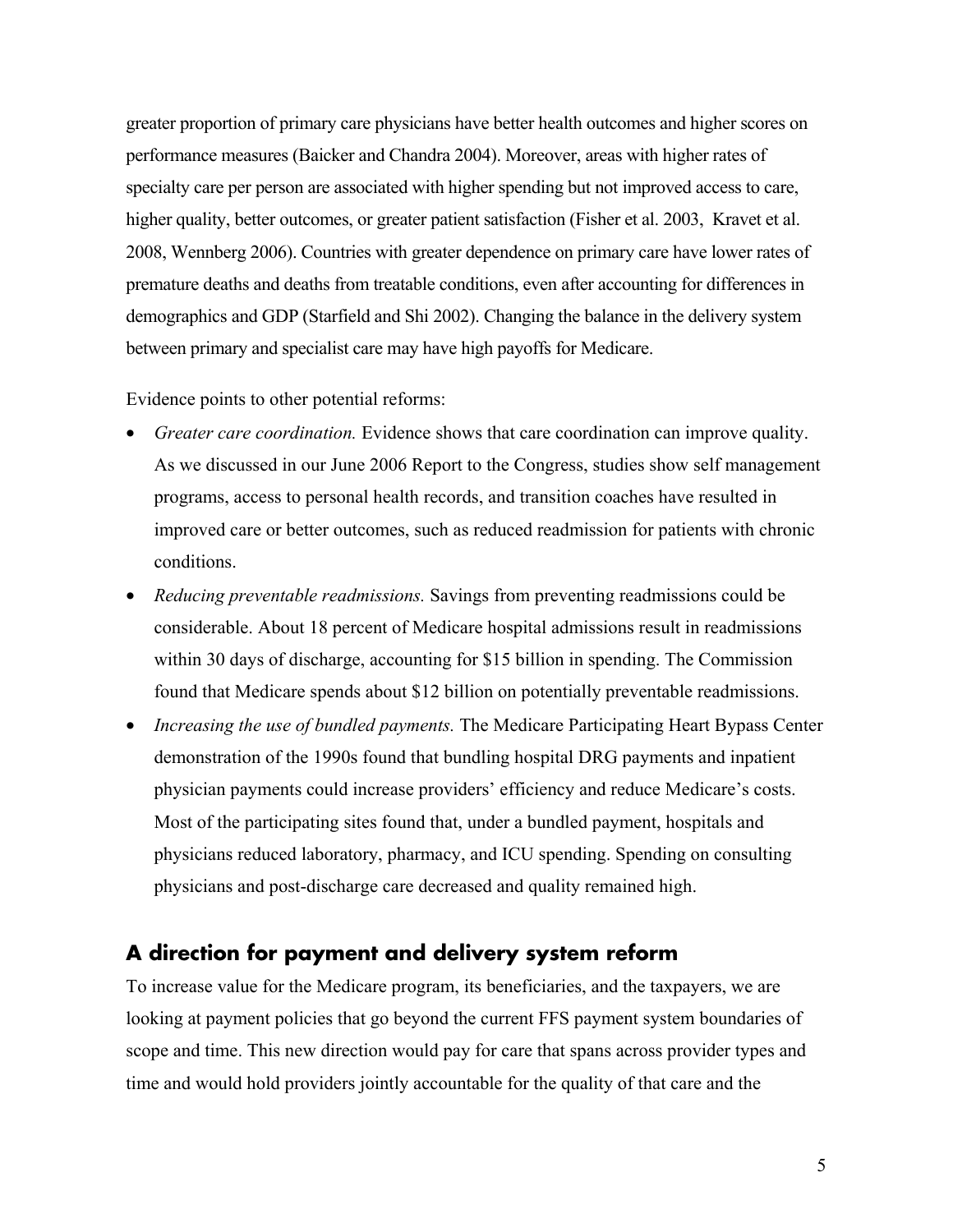greater proportion of primary care physicians have better health outcomes and higher scores on performance measures (Baicker and Chandra 2004). Moreover, areas with higher rates of specialty care per person are associated with higher spending but not improved access to care, higher quality, better outcomes, or greater patient satisfaction (Fisher et al. 2003, Kravet et al. 2008, Wennberg 2006). Countries with greater dependence on primary care have lower rates of premature deaths and deaths from treatable conditions, even after accounting for differences in demographics and GDP (Starfield and Shi 2002). Changing the balance in the delivery system between primary and specialist care may have high payoffs for Medicare.

Evidence points to other potential reforms:

- *Greater care coordination.* Evidence shows that care coordination can improve quality. As we discussed in our June 2006 Report to the Congress, studies show self management programs, access to personal health records, and transition coaches have resulted in improved care or better outcomes, such as reduced readmission for patients with chronic conditions.
- *Reducing preventable readmissions.* Savings from preventing readmissions could be considerable. About 18 percent of Medicare hospital admissions result in readmissions within 30 days of discharge, accounting for $15 billion in spending. The Commission found that Medicare spends about $12 billion on potentially preventable readmissions.
- *Increasing the use of bundled payments.* The Medicare Participating Heart Bypass Center demonstration of the 1990s found that bundling hospital DRG payments and inpatient physician payments could increase providers' efficiency and reduce Medicare's costs. Most of the participating sites found that, under a bundled payment, hospitals and physicians reduced laboratory, pharmacy, and ICU spending. Spending on consulting physicians and post-discharge care decreased and quality remained high.

## A direction for payment and delivery system reform

To increase value for the Medicare program, its beneficiaries, and the taxpayers, we are looking at payment policies that go beyond the current FFS payment system boundaries of scope and time. This new direction would pay for care that spans across provider types and time and would hold providers jointly accountable for the quality of that care and the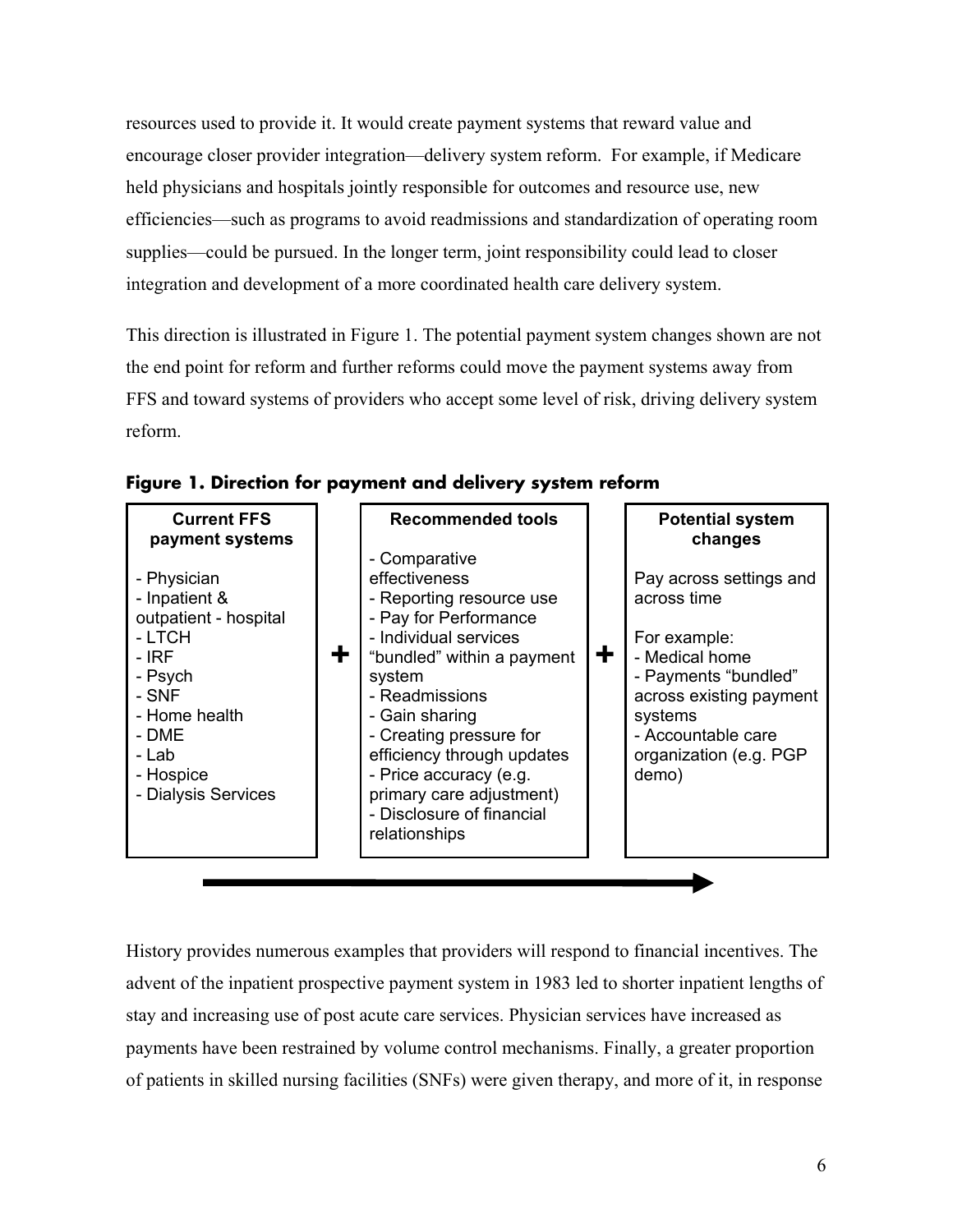resources used to provide it. It would create payment systems that reward value and encourage closer provider integration—delivery system reform. For example, if Medicare held physicians and hospitals jointly responsible for outcomes and resource use, new efficiencies—such as programs to avoid readmissions and standardization of operating room supplies—could be pursued. In the longer term, joint responsibility could lead to closer integration and development of a more coordinated health care delivery system.

This direction is illustrated in Figure 1. The potential payment system changes shown are not the end point for reform and further reforms could move the payment systems away from FFS and toward systems of providers who accept some level of risk, driving delivery system reform.

**Figure 1. Direction for payment and delivery system reform**

| Current FFS payment systems | | Recommended tools | | Potential system changes |
|---|---|---|---|---|
| - Physician<br>- Inpatient & outpatient - hospital<br>- LTCH<br>- IRF<br>- Psych<br>- SNF<br>- Home health<br>- DME<br>- Lab<br>- Hospice<br>- Dialysis Services | + | - Comparative effectiveness<br>- Reporting resource use<br>- Pay for Performance<br>- Individual services "bundled" within a payment system<br>- Readmissions<br>- Gain sharing<br>- Creating pressure for efficiency through updates<br>- Price accuracy (e.g. primary care adjustment)<br>- Disclosure of financial relationships | + | Pay across settings and across time<br><br>For example:<br>- Medical home<br>- Payments "bundled" across existing payment systems<br>- Accountable care organization (e.g. PGP demo) |

History provides numerous examples that providers will respond to financial incentives. The advent of the inpatient prospective payment system in 1983 led to shorter inpatient lengths of stay and increasing use of post acute care services. Physician services have increased as payments have been restrained by volume control mechanisms. Finally, a greater proportion of patients in skilled nursing facilities (SNFs) were given therapy, and more of it, in response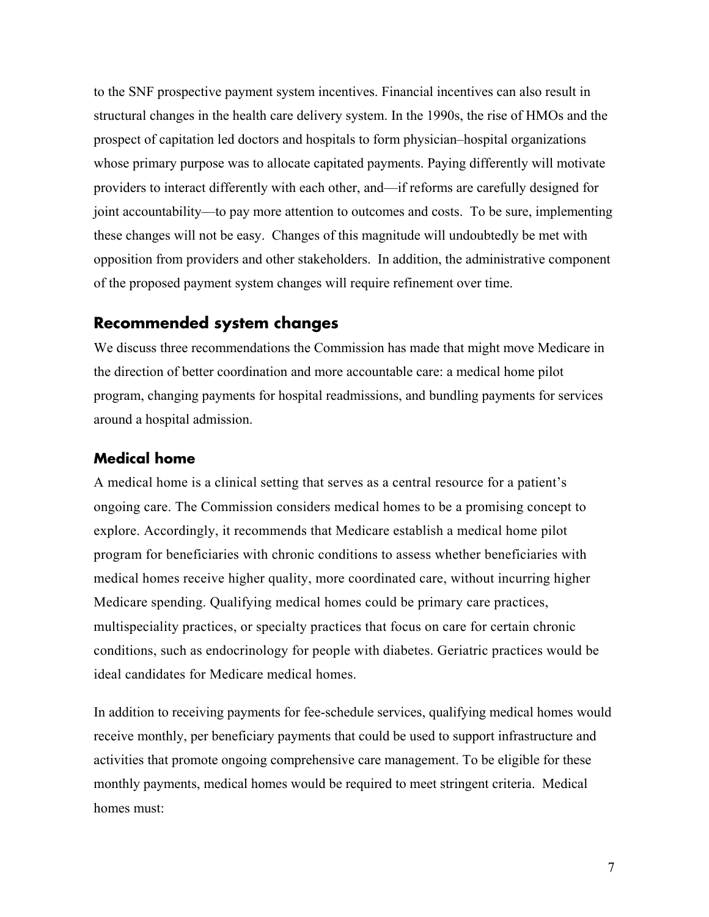to the SNF prospective payment system incentives. Financial incentives can also result in structural changes in the health care delivery system. In the 1990s, the rise of HMOs and the prospect of capitation led doctors and hospitals to form physician–hospital organizations whose primary purpose was to allocate capitated payments. Paying differently will motivate providers to interact differently with each other, and—if reforms are carefully designed for joint accountability—to pay more attention to outcomes and costs. To be sure, implementing these changes will not be easy. Changes of this magnitude will undoubtedly be met with opposition from providers and other stakeholders. In addition, the administrative component of the proposed payment system changes will require refinement over time.

## Recommended system changes

We discuss three recommendations the Commission has made that might move Medicare in the direction of better coordination and more accountable care: a medical home pilot program, changing payments for hospital readmissions, and bundling payments for services around a hospital admission.

### Medical home

A medical home is a clinical setting that serves as a central resource for a patient's ongoing care. The Commission considers medical homes to be a promising concept to explore. Accordingly, it recommends that Medicare establish a medical home pilot program for beneficiaries with chronic conditions to assess whether beneficiaries with medical homes receive higher quality, more coordinated care, without incurring higher Medicare spending. Qualifying medical homes could be primary care practices, multispeciality practices, or specialty practices that focus on care for certain chronic conditions, such as endocrinology for people with diabetes. Geriatric practices would be ideal candidates for Medicare medical homes.

In addition to receiving payments for fee-schedule services, qualifying medical homes would receive monthly, per beneficiary payments that could be used to support infrastructure and activities that promote ongoing comprehensive care management. To be eligible for these monthly payments, medical homes would be required to meet stringent criteria. Medical homes must: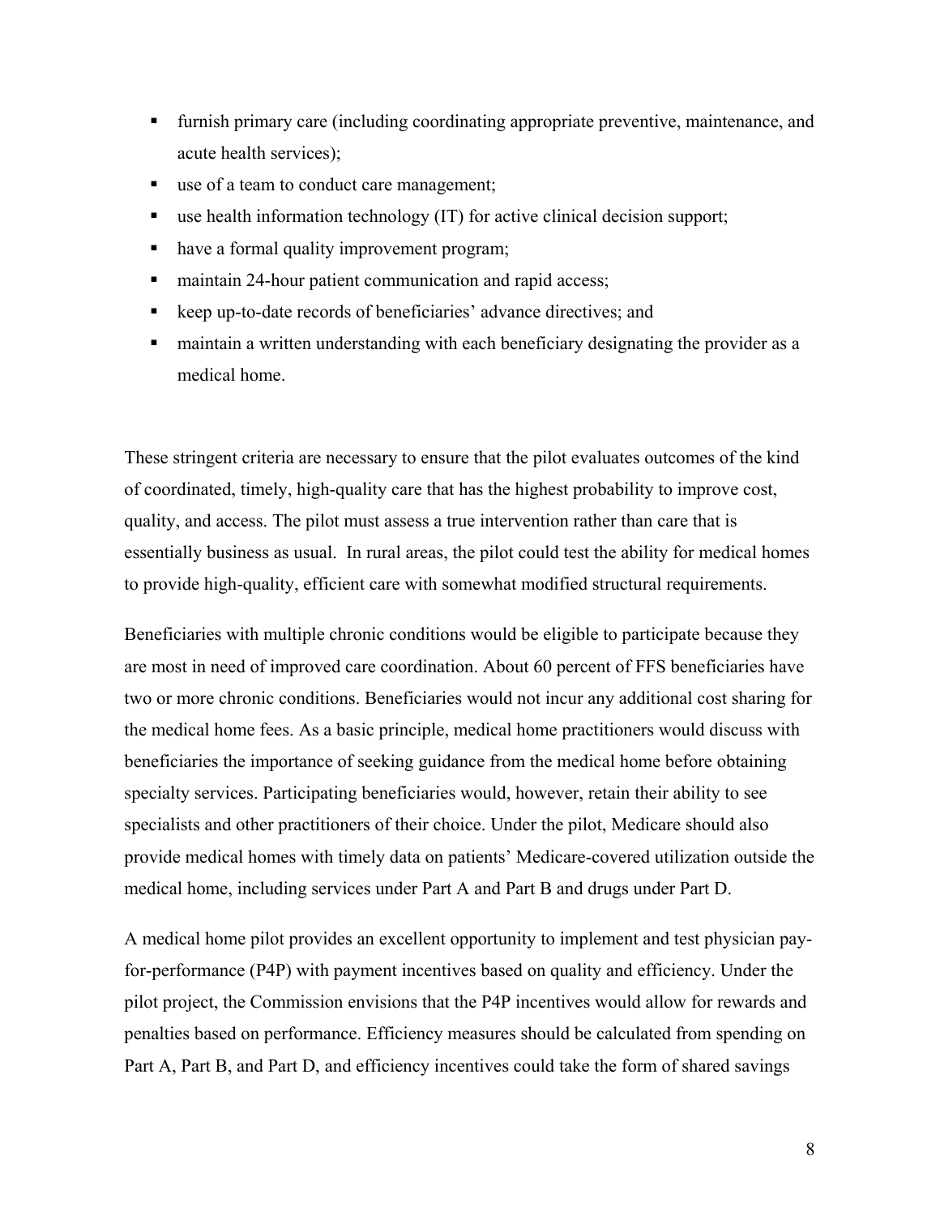- furnish primary care (including coordinating appropriate preventive, maintenance, and acute health services);
- use of a team to conduct care management;
- use health information technology (IT) for active clinical decision support;
- have a formal quality improvement program;
- maintain 24-hour patient communication and rapid access;
- keep up-to-date records of beneficiaries' advance directives; and
- maintain a written understanding with each beneficiary designating the provider as a medical home.

These stringent criteria are necessary to ensure that the pilot evaluates outcomes of the kind of coordinated, timely, high-quality care that has the highest probability to improve cost, quality, and access. The pilot must assess a true intervention rather than care that is essentially business as usual. In rural areas, the pilot could test the ability for medical homes to provide high-quality, efficient care with somewhat modified structural requirements.

Beneficiaries with multiple chronic conditions would be eligible to participate because they are most in need of improved care coordination. About 60 percent of FFS beneficiaries have two or more chronic conditions. Beneficiaries would not incur any additional cost sharing for the medical home fees. As a basic principle, medical home practitioners would discuss with beneficiaries the importance of seeking guidance from the medical home before obtaining specialty services. Participating beneficiaries would, however, retain their ability to see specialists and other practitioners of their choice. Under the pilot, Medicare should also provide medical homes with timely data on patients' Medicare-covered utilization outside the medical home, including services under Part A and Part B and drugs under Part D.

A medical home pilot provides an excellent opportunity to implement and test physician pay-for-performance (P4P) with payment incentives based on quality and efficiency. Under the pilot project, the Commission envisions that the P4P incentives would allow for rewards and penalties based on performance. Efficiency measures should be calculated from spending on Part A, Part B, and Part D, and efficiency incentives could take the form of shared savings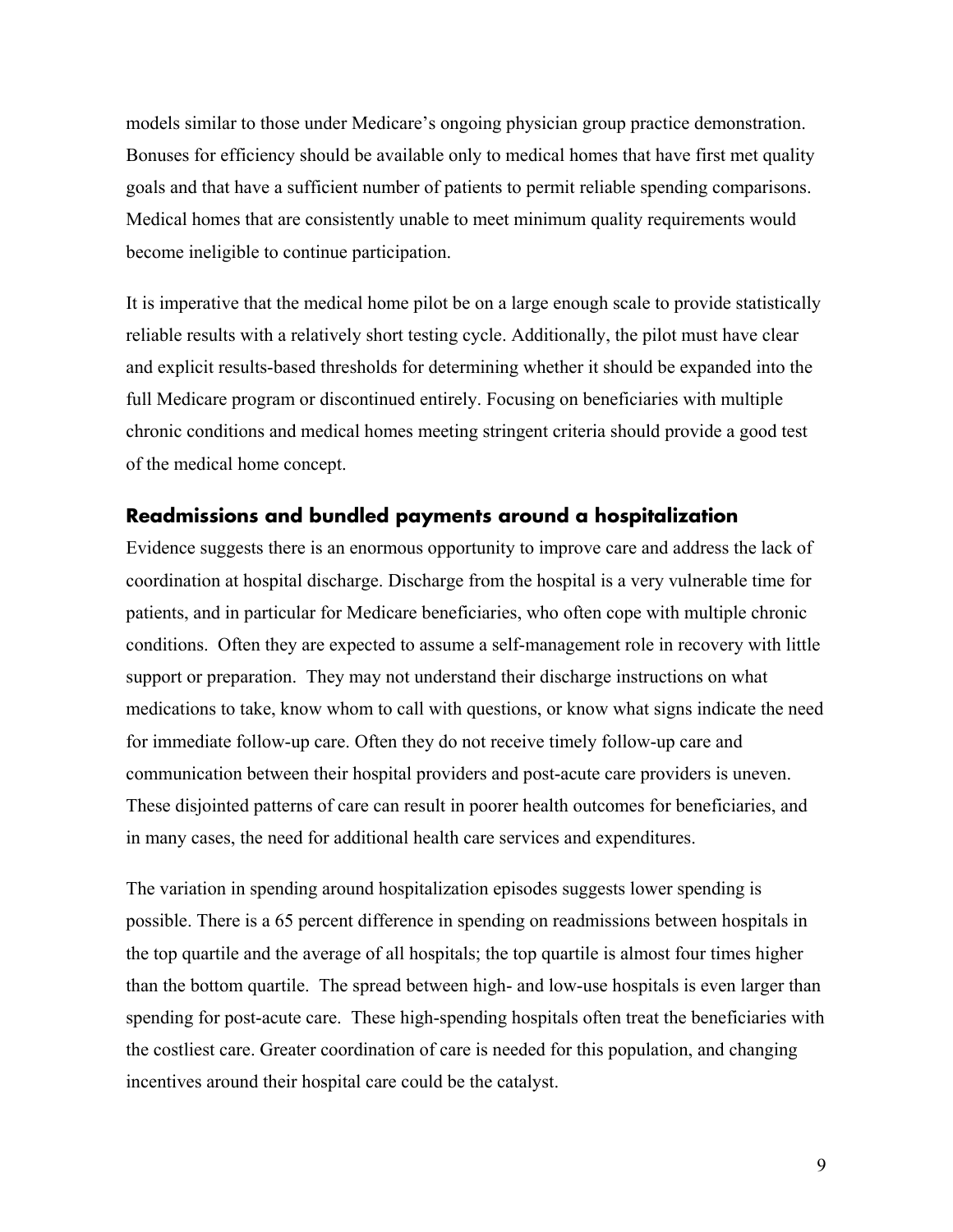models similar to those under Medicare's ongoing physician group practice demonstration. Bonuses for efficiency should be available only to medical homes that have first met quality goals and that have a sufficient number of patients to permit reliable spending comparisons. Medical homes that are consistently unable to meet minimum quality requirements would become ineligible to continue participation.

It is imperative that the medical home pilot be on a large enough scale to provide statistically reliable results with a relatively short testing cycle. Additionally, the pilot must have clear and explicit results-based thresholds for determining whether it should be expanded into the full Medicare program or discontinued entirely. Focusing on beneficiaries with multiple chronic conditions and medical homes meeting stringent criteria should provide a good test of the medical home concept.

## Readmissions and bundled payments around a hospitalization

Evidence suggests there is an enormous opportunity to improve care and address the lack of coordination at hospital discharge. Discharge from the hospital is a very vulnerable time for patients, and in particular for Medicare beneficiaries, who often cope with multiple chronic conditions. Often they are expected to assume a self-management role in recovery with little support or preparation. They may not understand their discharge instructions on what medications to take, know whom to call with questions, or know what signs indicate the need for immediate follow-up care. Often they do not receive timely follow-up care and communication between their hospital providers and post-acute care providers is uneven. These disjointed patterns of care can result in poorer health outcomes for beneficiaries, and in many cases, the need for additional health care services and expenditures.

The variation in spending around hospitalization episodes suggests lower spending is possible. There is a 65 percent difference in spending on readmissions between hospitals in the top quartile and the average of all hospitals; the top quartile is almost four times higher than the bottom quartile. The spread between high- and low-use hospitals is even larger than spending for post-acute care. These high-spending hospitals often treat the beneficiaries with the costliest care. Greater coordination of care is needed for this population, and changing incentives around their hospital care could be the catalyst.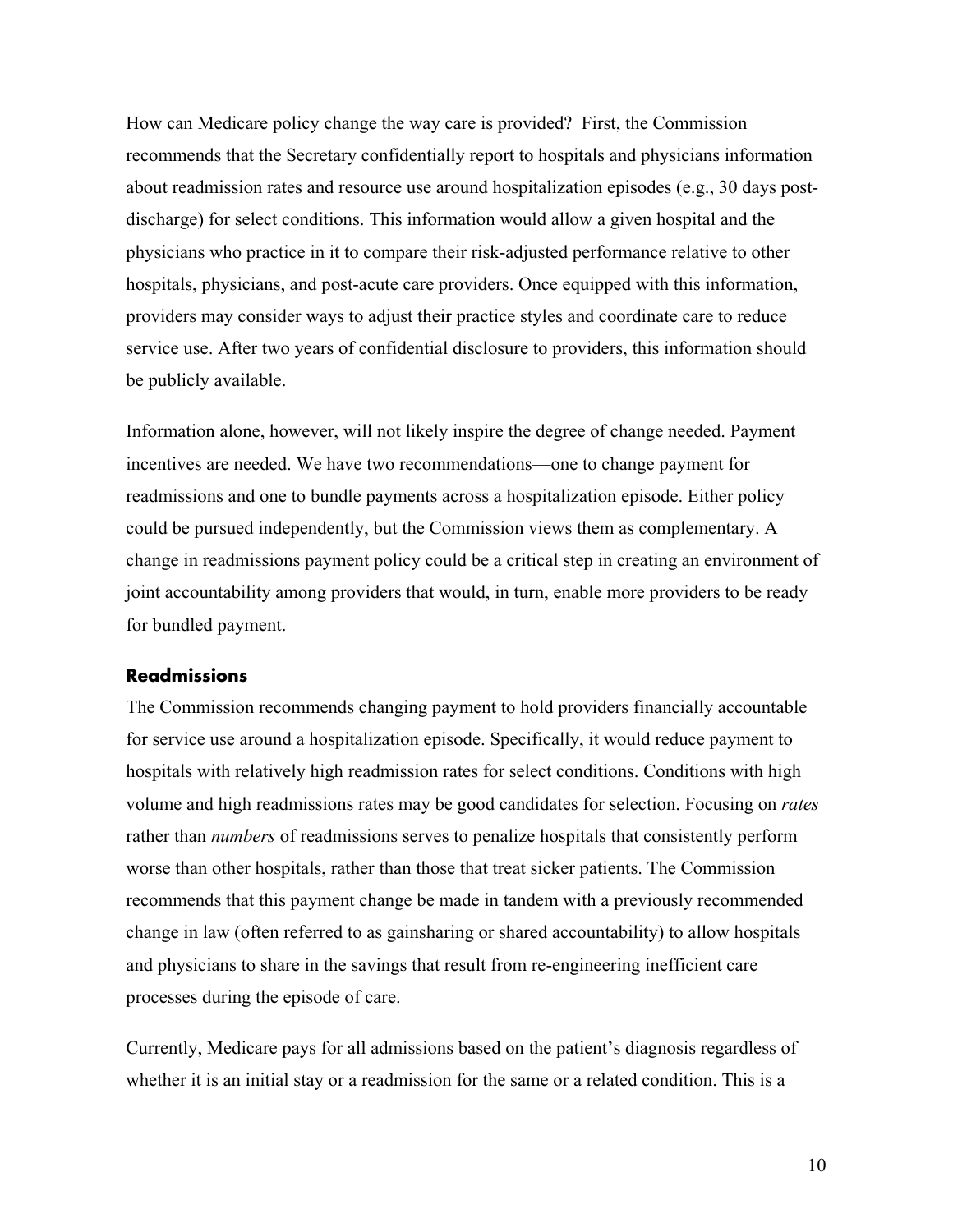How can Medicare policy change the way care is provided? First, the Commission recommends that the Secretary confidentially report to hospitals and physicians information about readmission rates and resource use around hospitalization episodes (e.g., 30 days post-discharge) for select conditions. This information would allow a given hospital and the physicians who practice in it to compare their risk-adjusted performance relative to other hospitals, physicians, and post-acute care providers. Once equipped with this information, providers may consider ways to adjust their practice styles and coordinate care to reduce service use. After two years of confidential disclosure to providers, this information should be publicly available.

Information alone, however, will not likely inspire the degree of change needed. Payment incentives are needed. We have two recommendations—one to change payment for readmissions and one to bundle payments across a hospitalization episode. Either policy could be pursued independently, but the Commission views them as complementary. A change in readmissions payment policy could be a critical step in creating an environment of joint accountability among providers that would, in turn, enable more providers to be ready for bundled payment.

### Readmissions

The Commission recommends changing payment to hold providers financially accountable for service use around a hospitalization episode. Specifically, it would reduce payment to hospitals with relatively high readmission rates for select conditions. Conditions with high volume and high readmissions rates may be good candidates for selection. Focusing on *rates* rather than *numbers* of readmissions serves to penalize hospitals that consistently perform worse than other hospitals, rather than those that treat sicker patients. The Commission recommends that this payment change be made in tandem with a previously recommended change in law (often referred to as gainsharing or shared accountability) to allow hospitals and physicians to share in the savings that result from re-engineering inefficient care processes during the episode of care.

Currently, Medicare pays for all admissions based on the patient's diagnosis regardless of whether it is an initial stay or a readmission for the same or a related condition. This is a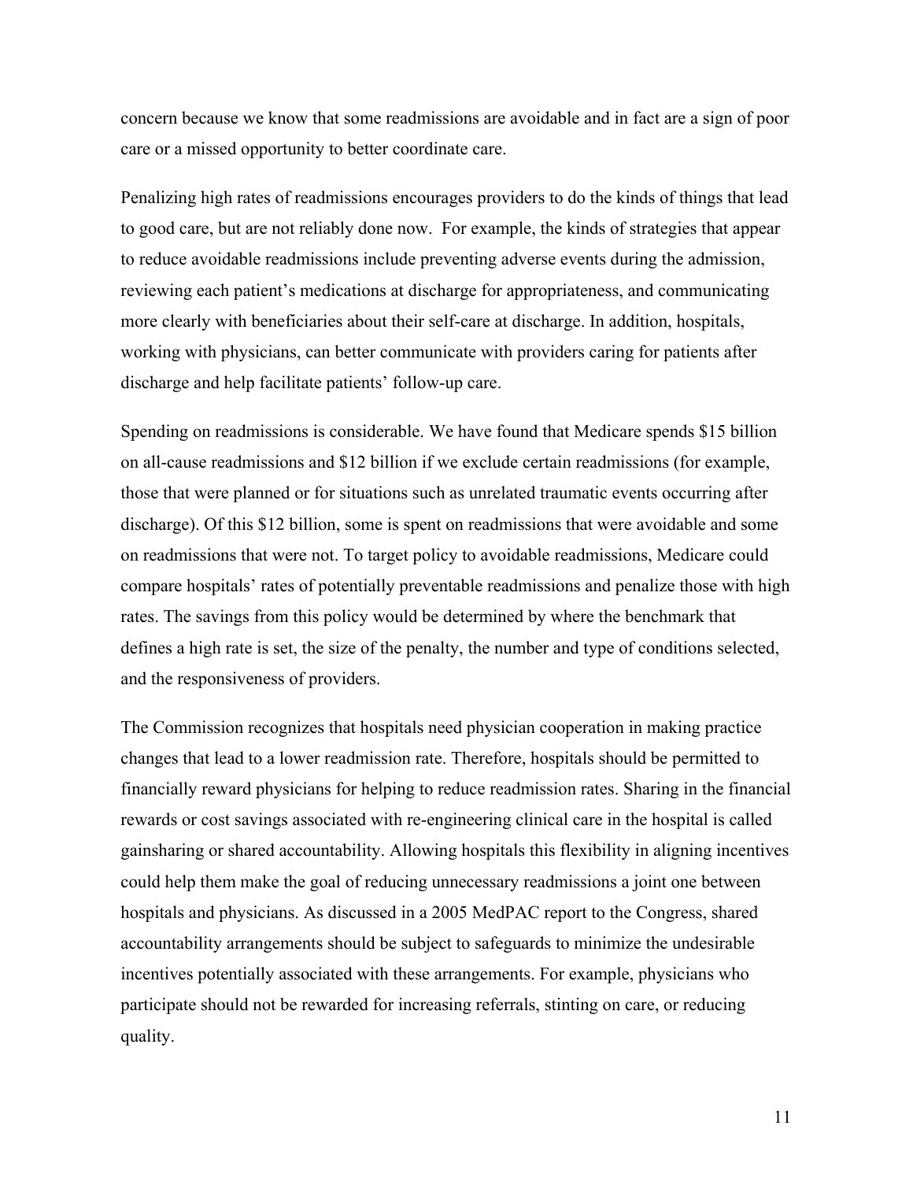concern because we know that some readmissions are avoidable and in fact are a sign of poor care or a missed opportunity to better coordinate care.

Penalizing high rates of readmissions encourages providers to do the kinds of things that lead to good care, but are not reliably done now. For example, the kinds of strategies that appear to reduce avoidable readmissions include preventing adverse events during the admission, reviewing each patient's medications at discharge for appropriateness, and communicating more clearly with beneficiaries about their self-care at discharge. In addition, hospitals, working with physicians, can better communicate with providers caring for patients after discharge and help facilitate patients' follow-up care.

Spending on readmissions is considerable. We have found that Medicare spends $15 billion on all-cause readmissions and $12 billion if we exclude certain readmissions (for example, those that were planned or for situations such as unrelated traumatic events occurring after discharge). Of this $12 billion, some is spent on readmissions that were avoidable and some on readmissions that were not. To target policy to avoidable readmissions, Medicare could compare hospitals' rates of potentially preventable readmissions and penalize those with high rates. The savings from this policy would be determined by where the benchmark that defines a high rate is set, the size of the penalty, the number and type of conditions selected, and the responsiveness of providers.

The Commission recognizes that hospitals need physician cooperation in making practice changes that lead to a lower readmission rate. Therefore, hospitals should be permitted to financially reward physicians for helping to reduce readmission rates. Sharing in the financial rewards or cost savings associated with re-engineering clinical care in the hospital is called gainsharing or shared accountability. Allowing hospitals this flexibility in aligning incentives could help them make the goal of reducing unnecessary readmissions a joint one between hospitals and physicians. As discussed in a 2005 MedPAC report to the Congress, shared accountability arrangements should be subject to safeguards to minimize the undesirable incentives potentially associated with these arrangements. For example, physicians who participate should not be rewarded for increasing referrals, stinting on care, or reducing quality.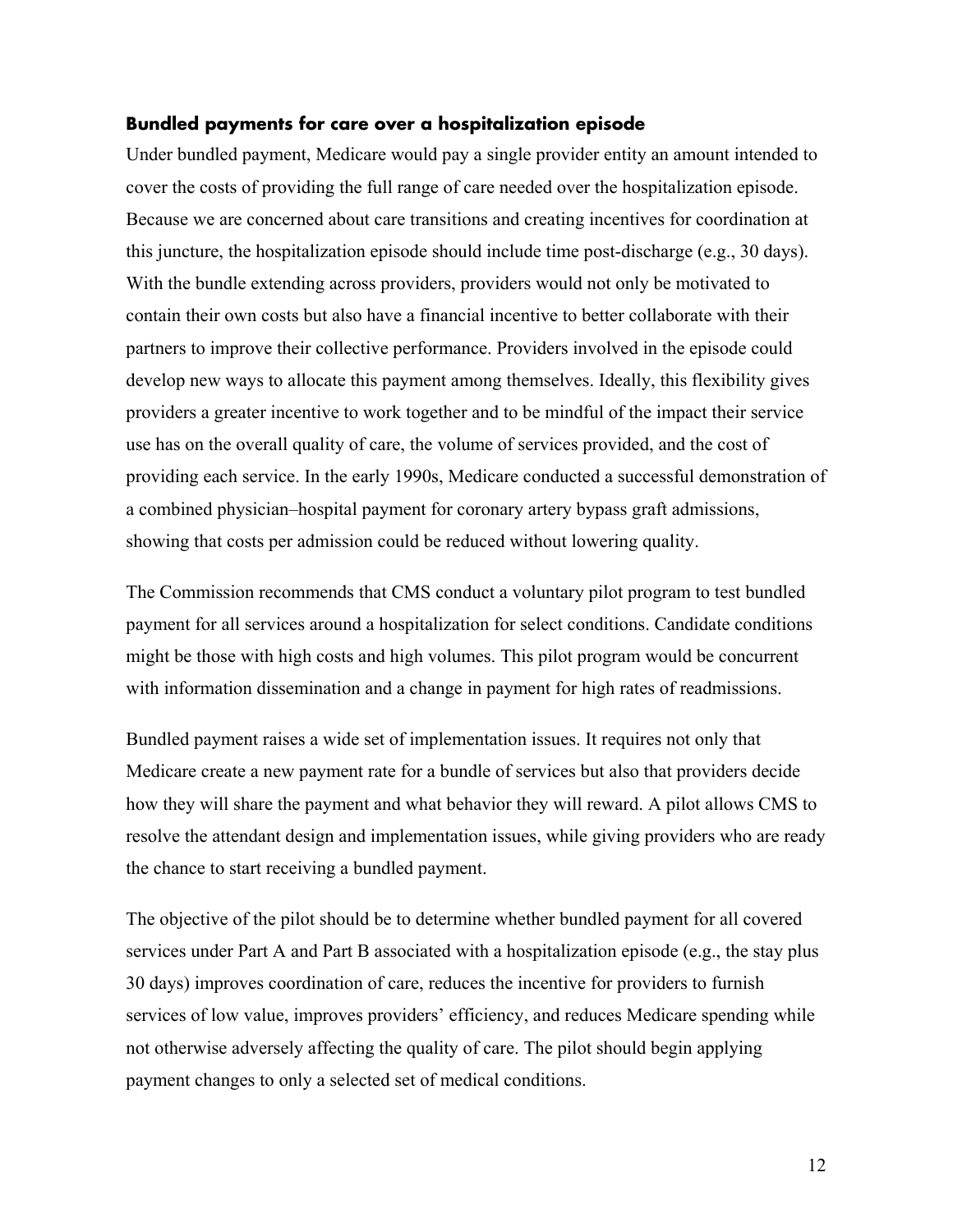### Bundled payments for care over a hospitalization episode

Under bundled payment, Medicare would pay a single provider entity an amount intended to cover the costs of providing the full range of care needed over the hospitalization episode. Because we are concerned about care transitions and creating incentives for coordination at this juncture, the hospitalization episode should include time post-discharge (e.g., 30 days). With the bundle extending across providers, providers would not only be motivated to contain their own costs but also have a financial incentive to better collaborate with their partners to improve their collective performance. Providers involved in the episode could develop new ways to allocate this payment among themselves. Ideally, this flexibility gives providers a greater incentive to work together and to be mindful of the impact their service use has on the overall quality of care, the volume of services provided, and the cost of providing each service. In the early 1990s, Medicare conducted a successful demonstration of a combined physician–hospital payment for coronary artery bypass graft admissions, showing that costs per admission could be reduced without lowering quality.

The Commission recommends that CMS conduct a voluntary pilot program to test bundled payment for all services around a hospitalization for select conditions. Candidate conditions might be those with high costs and high volumes. This pilot program would be concurrent with information dissemination and a change in payment for high rates of readmissions.

Bundled payment raises a wide set of implementation issues. It requires not only that Medicare create a new payment rate for a bundle of services but also that providers decide how they will share the payment and what behavior they will reward. A pilot allows CMS to resolve the attendant design and implementation issues, while giving providers who are ready the chance to start receiving a bundled payment.

The objective of the pilot should be to determine whether bundled payment for all covered services under Part A and Part B associated with a hospitalization episode (e.g., the stay plus 30 days) improves coordination of care, reduces the incentive for providers to furnish services of low value, improves providers' efficiency, and reduces Medicare spending while not otherwise adversely affecting the quality of care. The pilot should begin applying payment changes to only a selected set of medical conditions.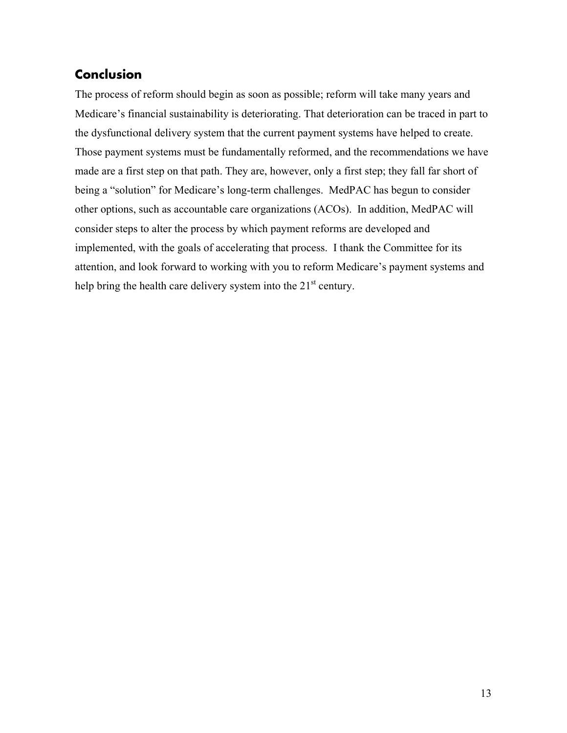## Conclusion

The process of reform should begin as soon as possible; reform will take many years and Medicare's financial sustainability is deteriorating. That deterioration can be traced in part to the dysfunctional delivery system that the current payment systems have helped to create. Those payment systems must be fundamentally reformed, and the recommendations we have made are a first step on that path. They are, however, only a first step; they fall far short of being a "solution" for Medicare's long-term challenges. MedPAC has begun to consider other options, such as accountable care organizations (ACOs). In addition, MedPAC will consider steps to alter the process by which payment reforms are developed and implemented, with the goals of accelerating that process. I thank the Committee for its attention, and look forward to working with you to reform Medicare's payment systems and help bring the health care delivery system into the 21st century.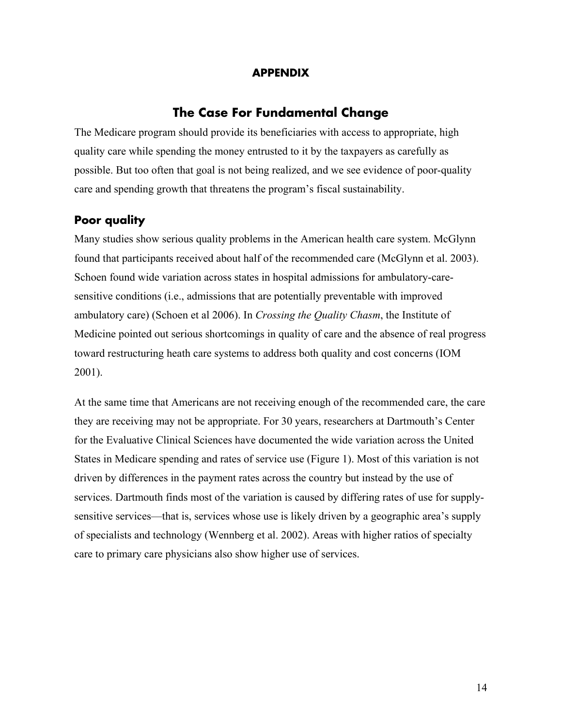**APPENDIX**

## The Case For Fundamental Change

The Medicare program should provide its beneficiaries with access to appropriate, high quality care while spending the money entrusted to it by the taxpayers as carefully as possible. But too often that goal is not being realized, and we see evidence of poor-quality care and spending growth that threatens the program's fiscal sustainability.

### Poor quality

Many studies show serious quality problems in the American health care system. McGlynn found that participants received about half of the recommended care (McGlynn et al. 2003). Schoen found wide variation across states in hospital admissions for ambulatory-care-sensitive conditions (i.e., admissions that are potentially preventable with improved ambulatory care) (Schoen et al 2006). In *Crossing the Quality Chasm*, the Institute of Medicine pointed out serious shortcomings in quality of care and the absence of real progress toward restructuring heath care systems to address both quality and cost concerns (IOM 2001).

At the same time that Americans are not receiving enough of the recommended care, the care they are receiving may not be appropriate. For 30 years, researchers at Dartmouth's Center for the Evaluative Clinical Sciences have documented the wide variation across the United States in Medicare spending and rates of service use (Figure 1). Most of this variation is not driven by differences in the payment rates across the country but instead by the use of services. Dartmouth finds most of the variation is caused by differing rates of use for supply-sensitive services—that is, services whose use is likely driven by a geographic area's supply of specialists and technology (Wennberg et al. 2002). Areas with higher ratios of specialty care to primary care physicians also show higher use of services.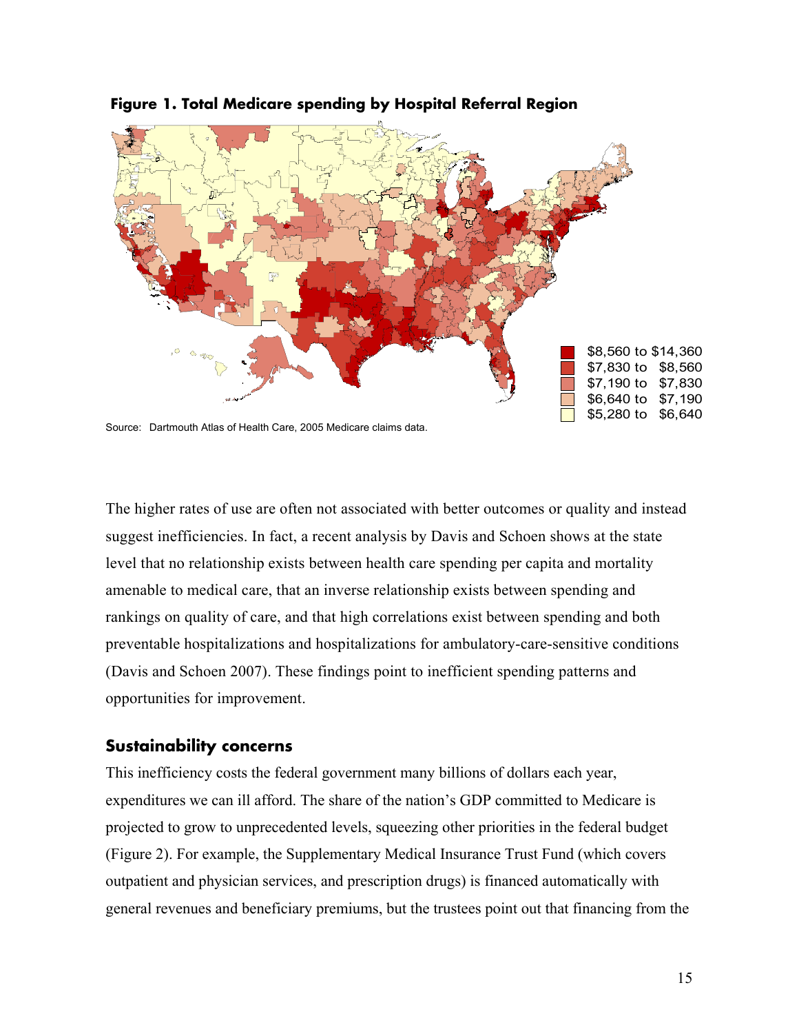**Figure 1. Total Medicare spending by Hospital Referral Region**

| Legend |
| --- |
| $8,560 to $14,360 |
| $7,830 to $8,560 |
| $7,190 to $7,830 |
| $6,640 to $7,190 |
| $5,280 to $6,640 |

Source: Dartmouth Atlas of Health Care, 2005 Medicare claims data.

The higher rates of use are often not associated with better outcomes or quality and instead suggest inefficiencies. In fact, a recent analysis by Davis and Schoen shows at the state level that no relationship exists between health care spending per capita and mortality amenable to medical care, that an inverse relationship exists between spending and rankings on quality of care, and that high correlations exist between spending and both preventable hospitalizations and hospitalizations for ambulatory-care-sensitive conditions (Davis and Schoen 2007). These findings point to inefficient spending patterns and opportunities for improvement.

## Sustainability concerns

This inefficiency costs the federal government many billions of dollars each year, expenditures we can ill afford. The share of the nation's GDP committed to Medicare is projected to grow to unprecedented levels, squeezing other priorities in the federal budget (Figure 2). For example, the Supplementary Medical Insurance Trust Fund (which covers outpatient and physician services, and prescription drugs) is financed automatically with general revenues and beneficiary premiums, but the trustees point out that financing from the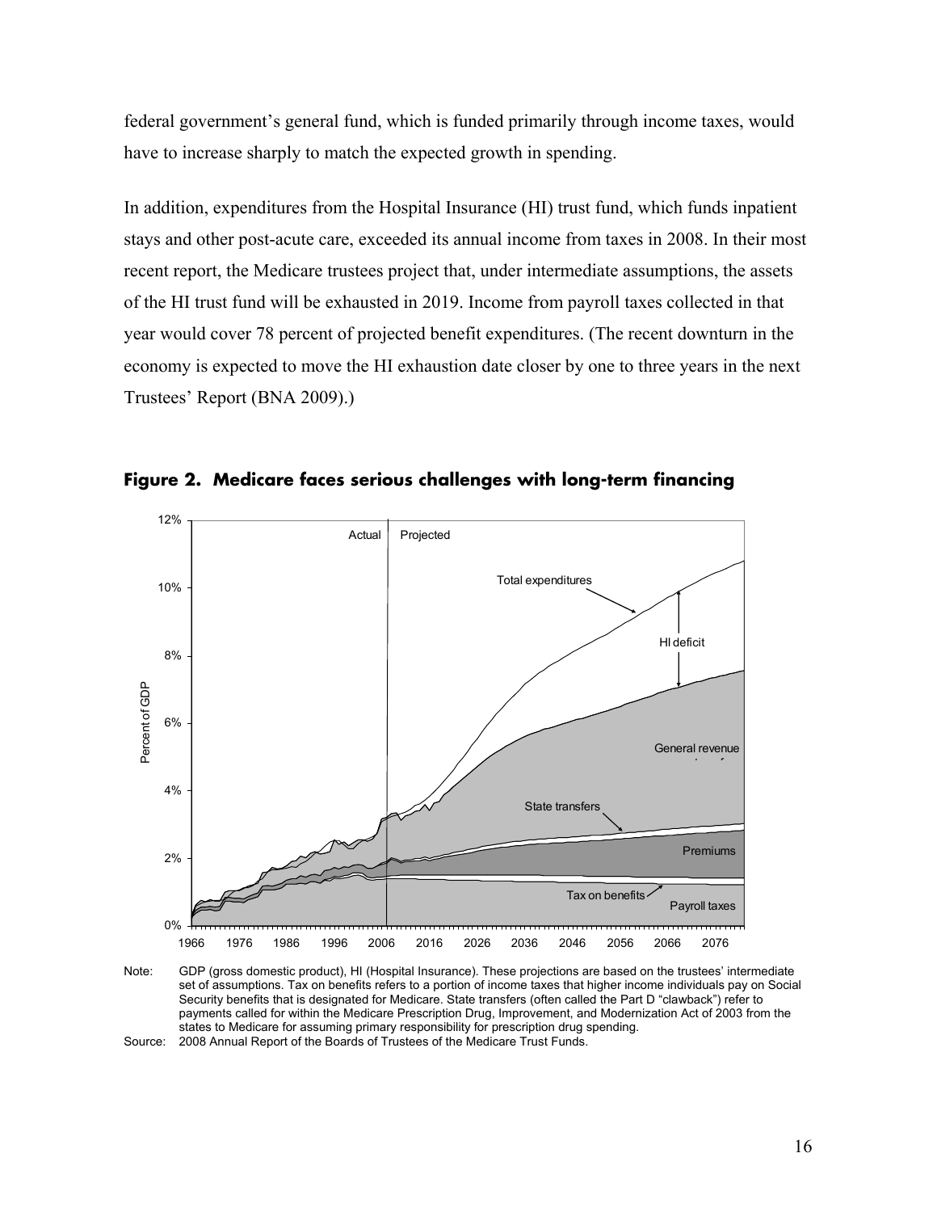federal government's general fund, which is funded primarily through income taxes, would have to increase sharply to match the expected growth in spending.

In addition, expenditures from the Hospital Insurance (HI) trust fund, which funds inpatient stays and other post-acute care, exceeded its annual income from taxes in 2008. In their most recent report, the Medicare trustees project that, under intermediate assumptions, the assets of the HI trust fund will be exhausted in 2019. Income from payroll taxes collected in that year would cover 78 percent of projected benefit expenditures. (The recent downturn in the economy is expected to move the HI exhaustion date closer by one to three years in the next Trustees' Report (BNA 2009).)

**Figure 2. Medicare faces serious challenges with long-term financing**

Note: GDP (gross domestic product), HI (Hospital Insurance). These projections are based on the trustees' intermediate set of assumptions. Tax on benefits refers to a portion of income taxes that higher income individuals pay on Social Security benefits that is designated for Medicare. State transfers (often called the Part D "clawback") refer to payments called for within the Medicare Prescription Drug, Improvement, and Modernization Act of 2003 from the states to Medicare for assuming primary responsibility for prescription drug spending.

Source: 2008 Annual Report of the Boards of Trustees of the Medicare Trust Funds.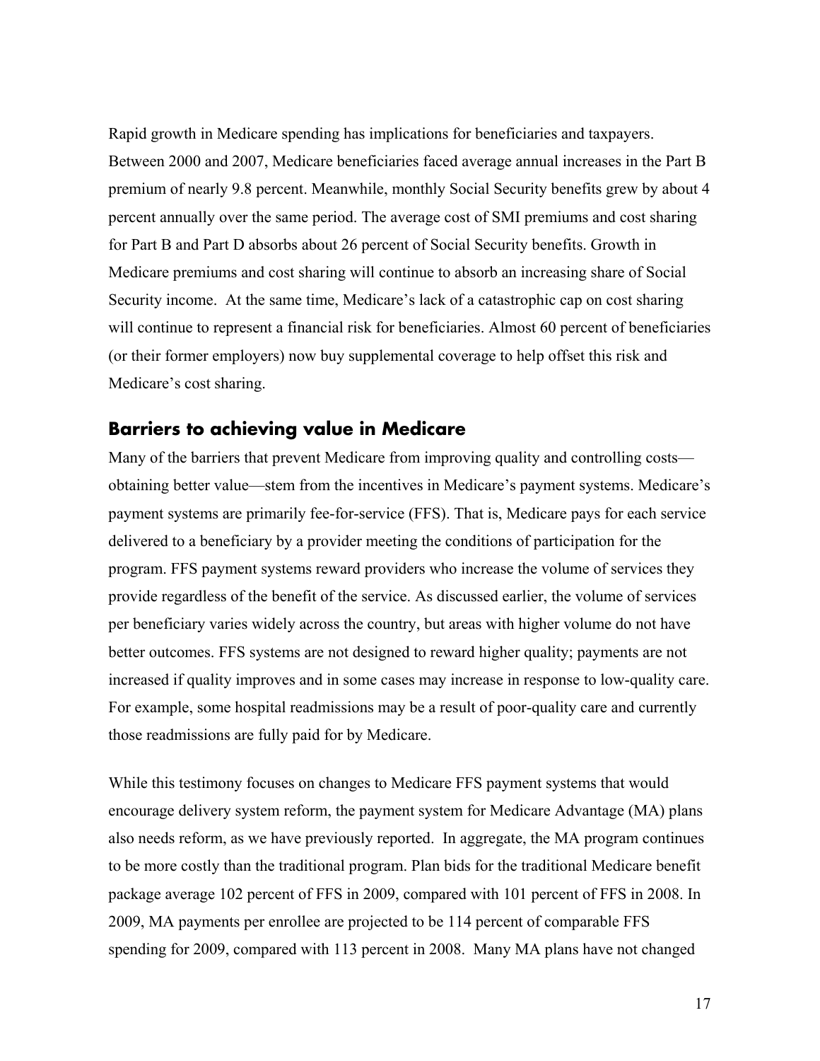Rapid growth in Medicare spending has implications for beneficiaries and taxpayers. Between 2000 and 2007, Medicare beneficiaries faced average annual increases in the Part B premium of nearly 9.8 percent. Meanwhile, monthly Social Security benefits grew by about 4 percent annually over the same period. The average cost of SMI premiums and cost sharing for Part B and Part D absorbs about 26 percent of Social Security benefits. Growth in Medicare premiums and cost sharing will continue to absorb an increasing share of Social Security income. At the same time, Medicare's lack of a catastrophic cap on cost sharing will continue to represent a financial risk for beneficiaries. Almost 60 percent of beneficiaries (or their former employers) now buy supplemental coverage to help offset this risk and Medicare's cost sharing.

## Barriers to achieving value in Medicare

Many of the barriers that prevent Medicare from improving quality and controlling costs—obtaining better value—stem from the incentives in Medicare's payment systems. Medicare's payment systems are primarily fee-for-service (FFS). That is, Medicare pays for each service delivered to a beneficiary by a provider meeting the conditions of participation for the program. FFS payment systems reward providers who increase the volume of services they provide regardless of the benefit of the service. As discussed earlier, the volume of services per beneficiary varies widely across the country, but areas with higher volume do not have better outcomes. FFS systems are not designed to reward higher quality; payments are not increased if quality improves and in some cases may increase in response to low-quality care. For example, some hospital readmissions may be a result of poor-quality care and currently those readmissions are fully paid for by Medicare.

While this testimony focuses on changes to Medicare FFS payment systems that would encourage delivery system reform, the payment system for Medicare Advantage (MA) plans also needs reform, as we have previously reported. In aggregate, the MA program continues to be more costly than the traditional program. Plan bids for the traditional Medicare benefit package average 102 percent of FFS in 2009, compared with 101 percent of FFS in 2008. In 2009, MA payments per enrollee are projected to be 114 percent of comparable FFS spending for 2009, compared with 113 percent in 2008. Many MA plans have not changed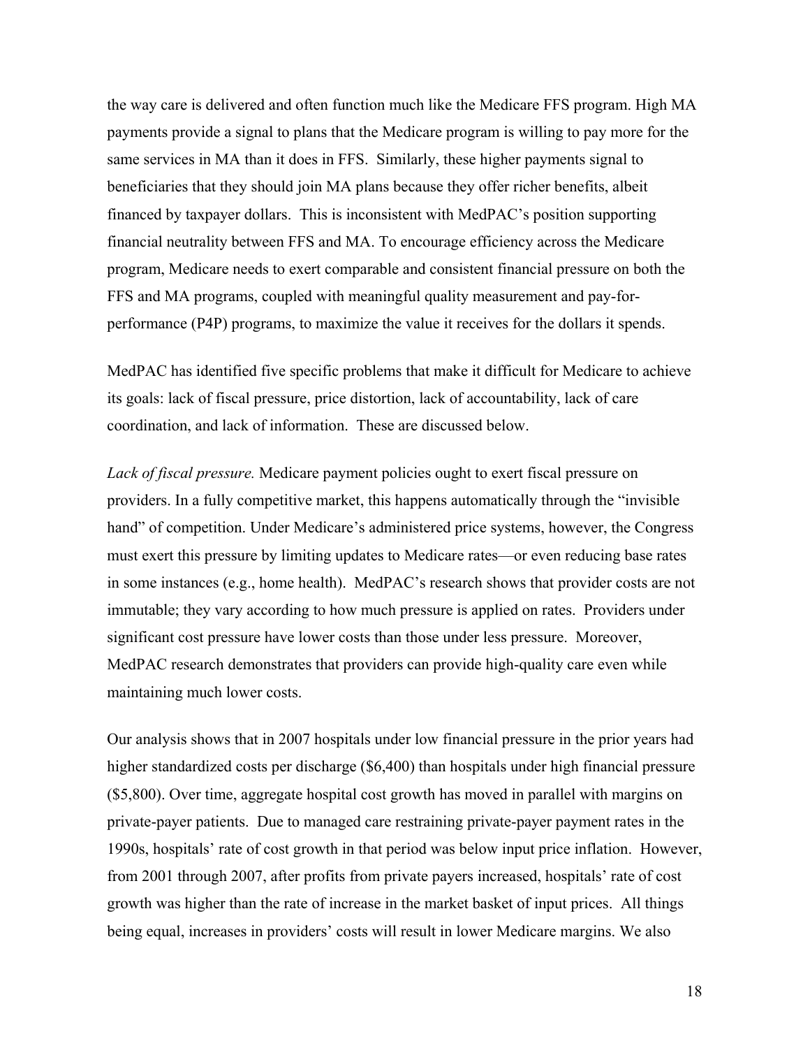the way care is delivered and often function much like the Medicare FFS program. High MA payments provide a signal to plans that the Medicare program is willing to pay more for the same services in MA than it does in FFS. Similarly, these higher payments signal to beneficiaries that they should join MA plans because they offer richer benefits, albeit financed by taxpayer dollars. This is inconsistent with MedPAC's position supporting financial neutrality between FFS and MA. To encourage efficiency across the Medicare program, Medicare needs to exert comparable and consistent financial pressure on both the FFS and MA programs, coupled with meaningful quality measurement and pay-for-performance (P4P) programs, to maximize the value it receives for the dollars it spends.

MedPAC has identified five specific problems that make it difficult for Medicare to achieve its goals: lack of fiscal pressure, price distortion, lack of accountability, lack of care coordination, and lack of information. These are discussed below.

*Lack of fiscal pressure.* Medicare payment policies ought to exert fiscal pressure on providers. In a fully competitive market, this happens automatically through the "invisible hand" of competition. Under Medicare's administered price systems, however, the Congress must exert this pressure by limiting updates to Medicare rates—or even reducing base rates in some instances (e.g., home health). MedPAC's research shows that provider costs are not immutable; they vary according to how much pressure is applied on rates. Providers under significant cost pressure have lower costs than those under less pressure. Moreover, MedPAC research demonstrates that providers can provide high-quality care even while maintaining much lower costs.

Our analysis shows that in 2007 hospitals under low financial pressure in the prior years had higher standardized costs per discharge ($6,400) than hospitals under high financial pressure ($5,800). Over time, aggregate hospital cost growth has moved in parallel with margins on private-payer patients. Due to managed care restraining private-payer payment rates in the 1990s, hospitals' rate of cost growth in that period was below input price inflation. However, from 2001 through 2007, after profits from private payers increased, hospitals' rate of cost growth was higher than the rate of increase in the market basket of input prices. All things being equal, increases in providers' costs will result in lower Medicare margins. We also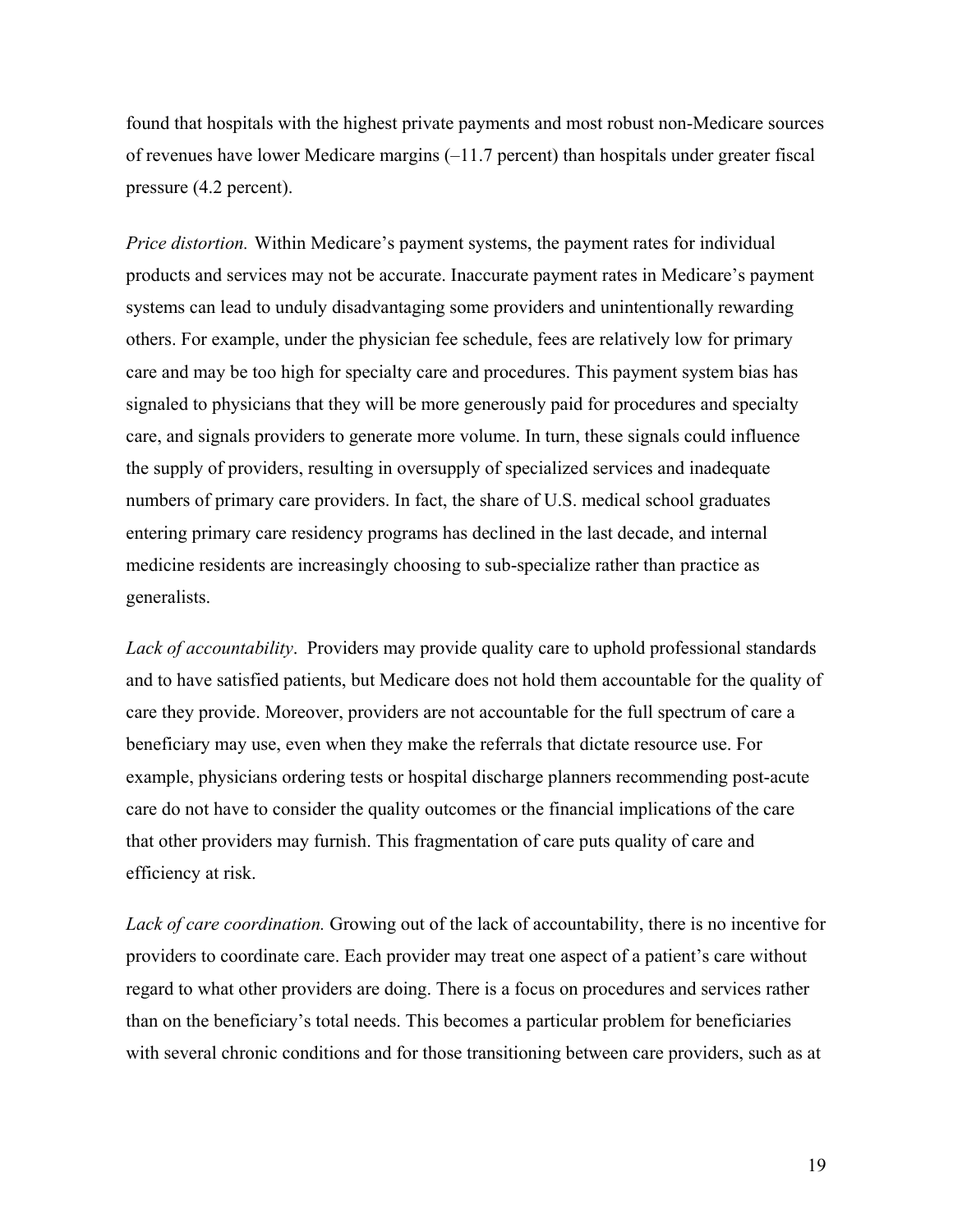found that hospitals with the highest private payments and most robust non-Medicare sources of revenues have lower Medicare margins (–11.7 percent) than hospitals under greater fiscal pressure (4.2 percent).

*Price distortion.* Within Medicare's payment systems, the payment rates for individual products and services may not be accurate. Inaccurate payment rates in Medicare's payment systems can lead to unduly disadvantaging some providers and unintentionally rewarding others. For example, under the physician fee schedule, fees are relatively low for primary care and may be too high for specialty care and procedures. This payment system bias has signaled to physicians that they will be more generously paid for procedures and specialty care, and signals providers to generate more volume. In turn, these signals could influence the supply of providers, resulting in oversupply of specialized services and inadequate numbers of primary care providers. In fact, the share of U.S. medical school graduates entering primary care residency programs has declined in the last decade, and internal medicine residents are increasingly choosing to sub-specialize rather than practice as generalists.

*Lack of accountability*. Providers may provide quality care to uphold professional standards and to have satisfied patients, but Medicare does not hold them accountable for the quality of care they provide. Moreover, providers are not accountable for the full spectrum of care a beneficiary may use, even when they make the referrals that dictate resource use. For example, physicians ordering tests or hospital discharge planners recommending post-acute care do not have to consider the quality outcomes or the financial implications of the care that other providers may furnish. This fragmentation of care puts quality of care and efficiency at risk.

*Lack of care coordination.* Growing out of the lack of accountability, there is no incentive for providers to coordinate care. Each provider may treat one aspect of a patient's care without regard to what other providers are doing. There is a focus on procedures and services rather than on the beneficiary's total needs. This becomes a particular problem for beneficiaries with several chronic conditions and for those transitioning between care providers, such as at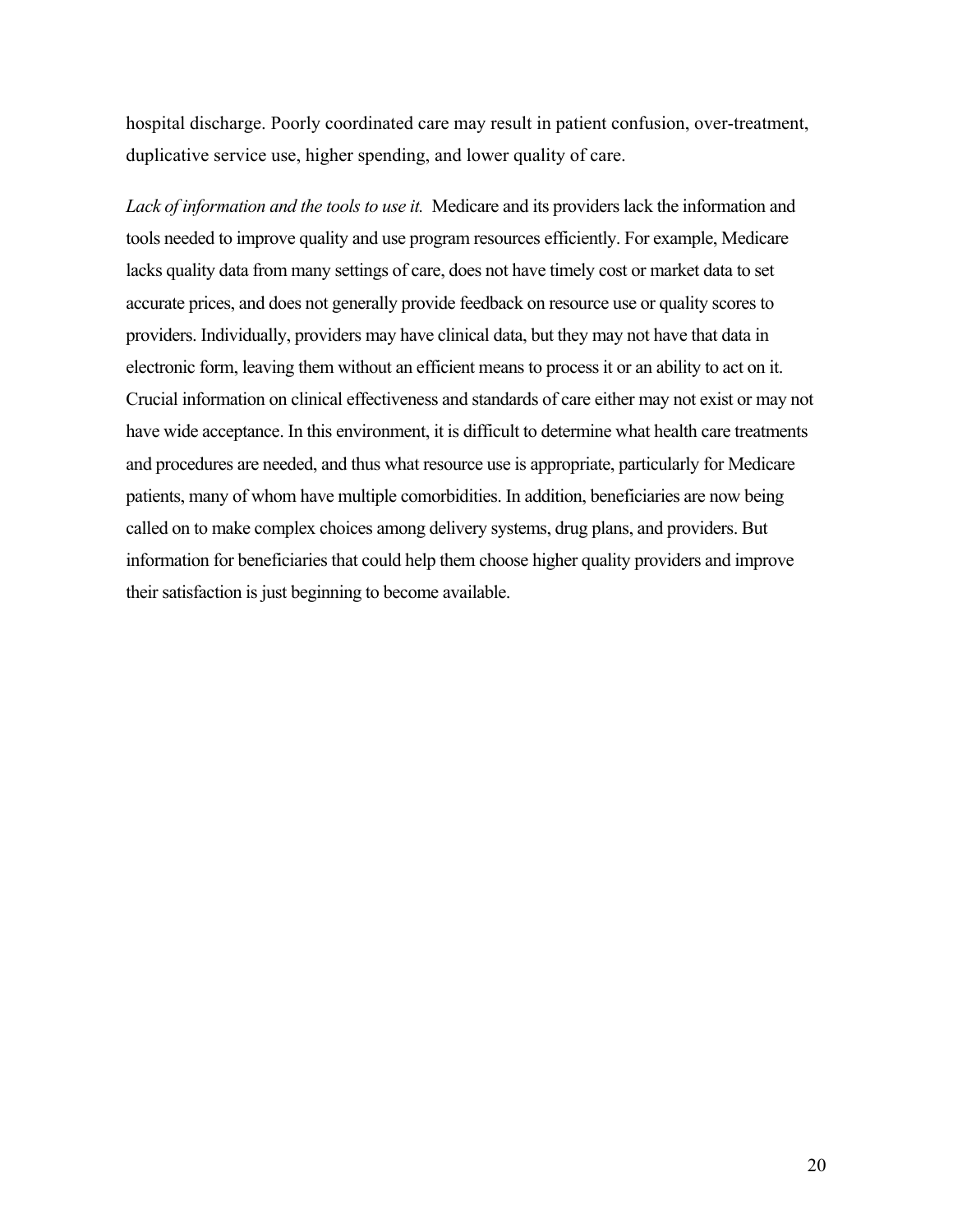hospital discharge. Poorly coordinated care may result in patient confusion, over-treatment, duplicative service use, higher spending, and lower quality of care.

*Lack of information and the tools to use it.* Medicare and its providers lack the information and tools needed to improve quality and use program resources efficiently. For example, Medicare lacks quality data from many settings of care, does not have timely cost or market data to set accurate prices, and does not generally provide feedback on resource use or quality scores to providers. Individually, providers may have clinical data, but they may not have that data in electronic form, leaving them without an efficient means to process it or an ability to act on it. Crucial information on clinical effectiveness and standards of care either may not exist or may not have wide acceptance. In this environment, it is difficult to determine what health care treatments and procedures are needed, and thus what resource use is appropriate, particularly for Medicare patients, many of whom have multiple comorbidities. In addition, beneficiaries are now being called on to make complex choices among delivery systems, drug plans, and providers. But information for beneficiaries that could help them choose higher quality providers and improve their satisfaction is just beginning to become available.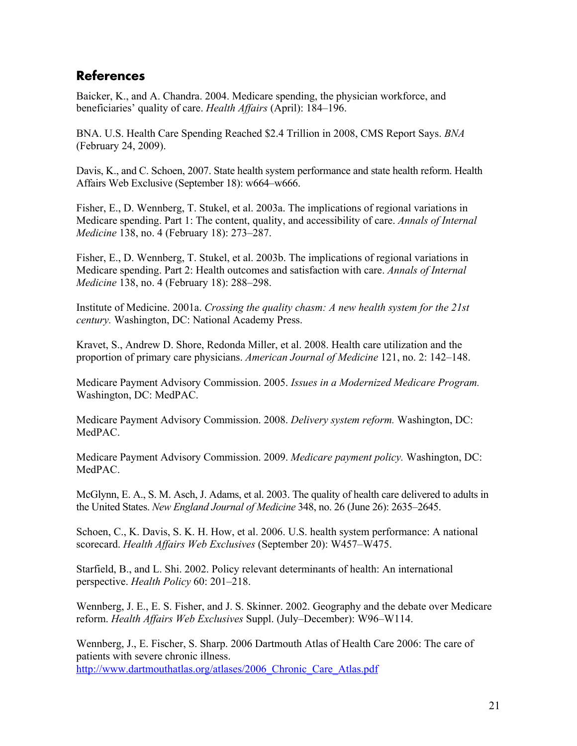## References

Baicker, K., and A. Chandra. 2004. Medicare spending, the physician workforce, and beneficiaries' quality of care. *Health Affairs* (April): 184–196.

BNA. U.S. Health Care Spending Reached $2.4 Trillion in 2008, CMS Report Says. *BNA* (February 24, 2009).

Davis, K., and C. Schoen, 2007. State health system performance and state health reform. Health Affairs Web Exclusive (September 18): w664–w666.

Fisher, E., D. Wennberg, T. Stukel, et al. 2003a. The implications of regional variations in Medicare spending. Part 1: The content, quality, and accessibility of care. *Annals of Internal Medicine* 138, no. 4 (February 18): 273–287.

Fisher, E., D. Wennberg, T. Stukel, et al. 2003b. The implications of regional variations in Medicare spending. Part 2: Health outcomes and satisfaction with care. *Annals of Internal Medicine* 138, no. 4 (February 18): 288–298.

Institute of Medicine. 2001a. *Crossing the quality chasm: A new health system for the 21st century.* Washington, DC: National Academy Press.

Kravet, S., Andrew D. Shore, Redonda Miller, et al. 2008. Health care utilization and the proportion of primary care physicians. *American Journal of Medicine* 121, no. 2: 142–148.

Medicare Payment Advisory Commission. 2005. *Issues in a Modernized Medicare Program.* Washington, DC: MedPAC.

Medicare Payment Advisory Commission. 2008. *Delivery system reform.* Washington, DC: MedPAC.

Medicare Payment Advisory Commission. 2009. *Medicare payment policy.* Washington, DC: MedPAC.

McGlynn, E. A., S. M. Asch, J. Adams, et al. 2003. The quality of health care delivered to adults in the United States. *New England Journal of Medicine* 348, no. 26 (June 26): 2635–2645.

Schoen, C., K. Davis, S. K. H. How, et al. 2006. U.S. health system performance: A national scorecard. *Health Affairs Web Exclusives* (September 20): W457–W475.

Starfield, B., and L. Shi. 2002. Policy relevant determinants of health: An international perspective. *Health Policy* 60: 201–218.

Wennberg, J. E., E. S. Fisher, and J. S. Skinner. 2002. Geography and the debate over Medicare reform. *Health Affairs Web Exclusives* Suppl. (July–December): W96–W114.

Wennberg, J., E. Fischer, S. Sharp. 2006 Dartmouth Atlas of Health Care 2006: The care of patients with severe chronic illness. http://www.dartmouthatlas.org/atlases/2006_Chronic_Care_Atlas.pdf